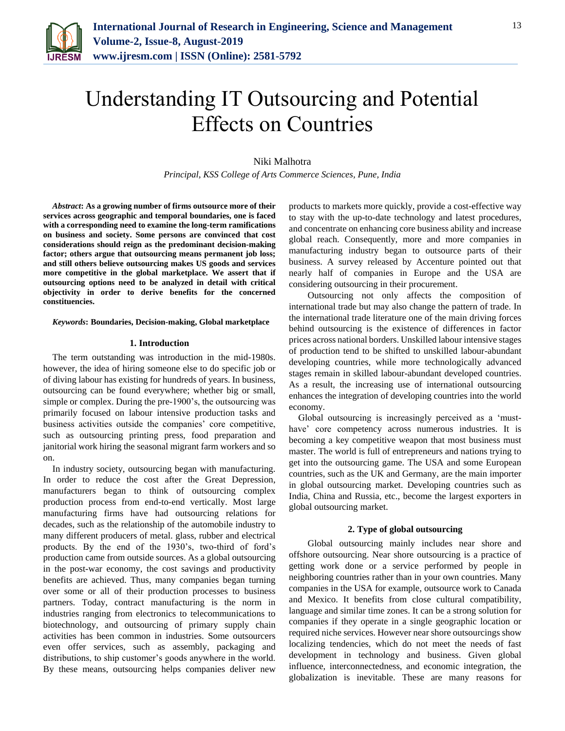# Understanding IT Outsourcing and Potential Effects on Countries

Niki Malhotra

*Principal, KSS College of Arts Commerce Sciences, Pune, India*

***Abstract*: As a growing number of firms outsource more of their services across geographic and temporal boundaries, one is faced with a corresponding need to examine the long-term ramifications on business and society. Some persons are convinced that cost considerations should reign as the predominant decision-making factor; others argue that outsourcing means permanent job loss; and still others believe outsourcing makes US goods and services more competitive in the global marketplace. We assert that if outsourcing options need to be analyzed in detail with critical objectivity in order to derive benefits for the concerned constituencies.**

***Keywords*: Boundaries, Decision-making, Global marketplace**

## 1. Introduction

The term outstanding was introduction in the mid-1980s. however, the idea of hiring someone else to do specific job or of diving labour has existing for hundreds of years. In business, outsourcing can be found everywhere; whether big or small, simple or complex. During the pre-1900's, the outsourcing was primarily focused on labour intensive production tasks and business activities outside the companies' core competitive, such as outsourcing printing press, food preparation and janitorial work hiring the seasonal migrant farm workers and so on.

In industry society, outsourcing began with manufacturing. In order to reduce the cost after the Great Depression, manufacturers began to think of outsourcing complex production process from end-to-end vertically. Most large manufacturing firms have had outsourcing relations for decades, such as the relationship of the automobile industry to many different producers of metal. glass, rubber and electrical products. By the end of the 1930's, two-third of ford's production came from outside sources. As a global outsourcing in the post-war economy, the cost savings and productivity benefits are achieved. Thus, many companies began turning over some or all of their production processes to business partners. Today, contract manufacturing is the norm in industries ranging from electronics to telecommunications to biotechnology, and outsourcing of primary supply chain activities has been common in industries. Some outsourcers even offer services, such as assembly, packaging and distributions, to ship customer's goods anywhere in the world. By these means, outsourcing helps companies deliver new products to markets more quickly, provide a cost-effective way to stay with the up-to-date technology and latest procedures, and concentrate on enhancing core business ability and increase global reach. Consequently, more and more companies in manufacturing industry began to outsource parts of their business. A survey released by Accenture pointed out that nearly half of companies in Europe and the USA are considering outsourcing in their procurement.

Outsourcing not only affects the composition of international trade but may also change the pattern of trade. In the international trade literature one of the main driving forces behind outsourcing is the existence of differences in factor prices across national borders. Unskilled labour intensive stages of production tend to be shifted to unskilled labour-abundant developing countries, while more technologically advanced stages remain in skilled labour-abundant developed countries. As a result, the increasing use of international outsourcing enhances the integration of developing countries into the world economy.

Global outsourcing is increasingly perceived as a 'must-have' core competency across numerous industries. It is becoming a key competitive weapon that most business must master. The world is full of entrepreneurs and nations trying to get into the outsourcing game. The USA and some European countries, such as the UK and Germany, are the main importer in global outsourcing market. Developing countries such as India, China and Russia, etc., become the largest exporters in global outsourcing market.

## 2. Type of global outsourcing

Global outsourcing mainly includes near shore and offshore outsourcing. Near shore outsourcing is a practice of getting work done or a service performed by people in neighboring countries rather than in your own countries. Many companies in the USA for example, outsource work to Canada and Mexico. It benefits from close cultural compatibility, language and similar time zones. It can be a strong solution for companies if they operate in a single geographic location or required niche services. However near shore outsourcings show localizing tendencies, which do not meet the needs of fast development in technology and business. Given global influence, interconnectedness, and economic integration, the globalization is inevitable. These are many reasons for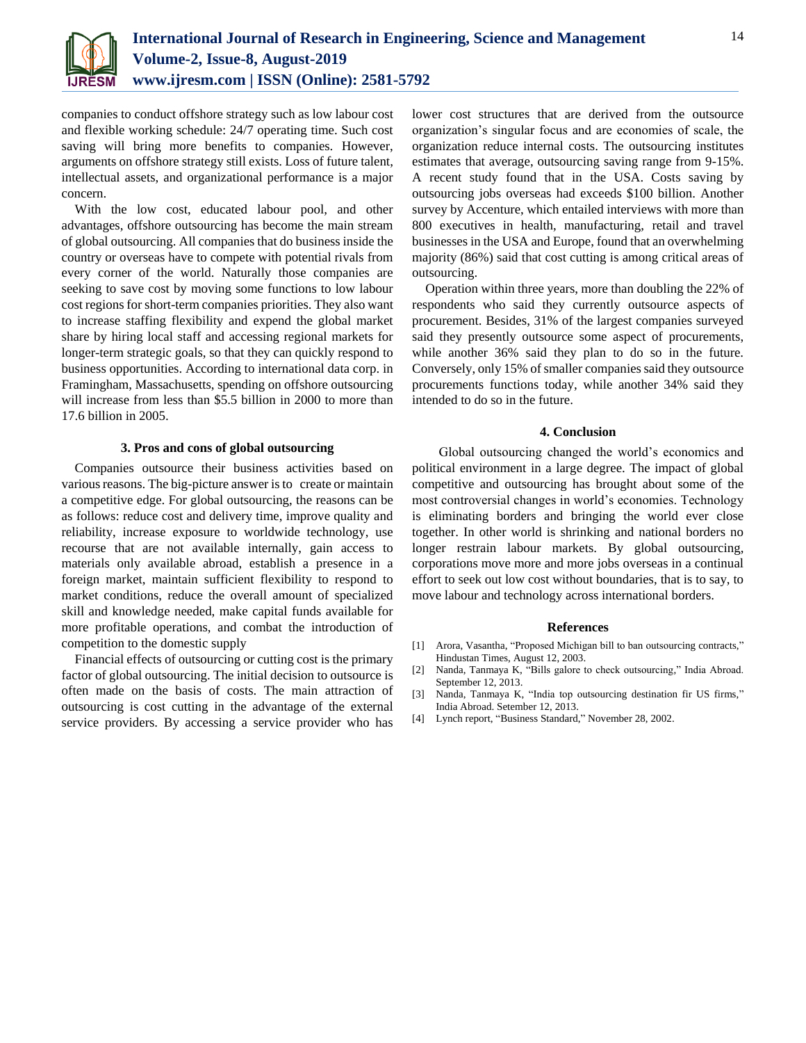companies to conduct offshore strategy such as low labour cost and flexible working schedule: 24/7 operating time. Such cost saving will bring more benefits to companies. However, arguments on offshore strategy still exists. Loss of future talent, intellectual assets, and organizational performance is a major concern.

With the low cost, educated labour pool, and other advantages, offshore outsourcing has become the main stream of global outsourcing. All companies that do business inside the country or overseas have to compete with potential rivals from every corner of the world. Naturally those companies are seeking to save cost by moving some functions to low labour cost regions for short-term companies priorities. They also want to increase staffing flexibility and expend the global market share by hiring local staff and accessing regional markets for longer-term strategic goals, so that they can quickly respond to business opportunities. According to international data corp. in Framingham, Massachusetts, spending on offshore outsourcing will increase from less than $5.5 billion in 2000 to more than 17.6 billion in 2005.

## 3. Pros and cons of global outsourcing

Companies outsource their business activities based on various reasons. The big-picture answer is to create or maintain a competitive edge. For global outsourcing, the reasons can be as follows: reduce cost and delivery time, improve quality and reliability, increase exposure to worldwide technology, use recourse that are not available internally, gain access to materials only available abroad, establish a presence in a foreign market, maintain sufficient flexibility to respond to market conditions, reduce the overall amount of specialized skill and knowledge needed, make capital funds available for more profitable operations, and combat the introduction of competition to the domestic supply

Financial effects of outsourcing or cutting cost is the primary factor of global outsourcing. The initial decision to outsource is often made on the basis of costs. The main attraction of outsourcing is cost cutting in the advantage of the external service providers. By accessing a service provider who has lower cost structures that are derived from the outsource organization's singular focus and are economies of scale, the organization reduce internal costs. The outsourcing institutes estimates that average, outsourcing saving range from 9-15%. A recent study found that in the USA. Costs saving by outsourcing jobs overseas had exceeds $100 billion. Another survey by Accenture, which entailed interviews with more than 800 executives in health, manufacturing, retail and travel businesses in the USA and Europe, found that an overwhelming majority (86%) said that cost cutting is among critical areas of outsourcing.

Operation within three years, more than doubling the 22% of respondents who said they currently outsource aspects of procurement. Besides, 31% of the largest companies surveyed said they presently outsource some aspect of procurements, while another 36% said they plan to do so in the future. Conversely, only 15% of smaller companies said they outsource procurements functions today, while another 34% said they intended to do so in the future.

## 4. Conclusion

Global outsourcing changed the world's economics and political environment in a large degree. The impact of global competitive and outsourcing has brought about some of the most controversial changes in world's economies. Technology is eliminating borders and bringing the world ever close together. In other world is shrinking and national borders no longer restrain labour markets. By global outsourcing, corporations move more and more jobs overseas in a continual effort to seek out low cost without boundaries, that is to say, to move labour and technology across international borders.

## References

[1] Arora, Vasantha, "Proposed Michigan bill to ban outsourcing contracts," Hindustan Times, August 12, 2003.

[2] Nanda, Tanmaya K, "Bills galore to check outsourcing," India Abroad. September 12, 2013.

[3] Nanda, Tanmaya K, "India top outsourcing destination fir US firms," India Abroad. Setember 12, 2013.

[4] Lynch report, "Business Standard," November 28, 2002.